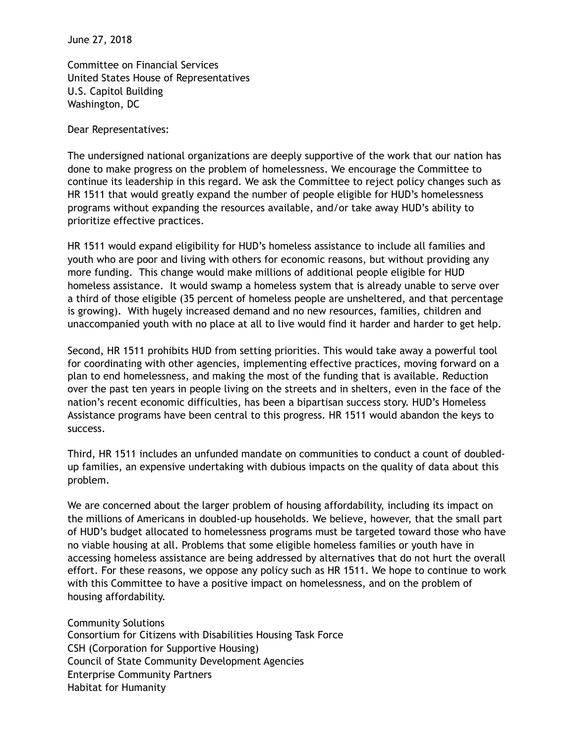June 27, 2018

Committee on Financial Services
United States House of Representatives
U.S. Capitol Building
Washington, DC

Dear Representatives:

The undersigned national organizations are deeply supportive of the work that our nation has done to make progress on the problem of homelessness. We encourage the Committee to continue its leadership in this regard. We ask the Committee to reject policy changes such as HR 1511 that would greatly expand the number of people eligible for HUD's homelessness programs without expanding the resources available, and/or take away HUD's ability to prioritize effective practices.

HR 1511 would expand eligibility for HUD's homeless assistance to include all families and youth who are poor and living with others for economic reasons, but without providing any more funding. This change would make millions of additional people eligible for HUD homeless assistance. It would swamp a homeless system that is already unable to serve over a third of those eligible (35 percent of homeless people are unsheltered, and that percentage is growing). With hugely increased demand and no new resources, families, children and unaccompanied youth with no place at all to live would find it harder and harder to get help.

Second, HR 1511 prohibits HUD from setting priorities. This would take away a powerful tool for coordinating with other agencies, implementing effective practices, moving forward on a plan to end homelessness, and making the most of the funding that is available. Reduction over the past ten years in people living on the streets and in shelters, even in the face of the nation's recent economic difficulties, has been a bipartisan success story. HUD's Homeless Assistance programs have been central to this progress. HR 1511 would abandon the keys to success.

Third, HR 1511 includes an unfunded mandate on communities to conduct a count of doubled-up families, an expensive undertaking with dubious impacts on the quality of data about this problem.

We are concerned about the larger problem of housing affordability, including its impact on the millions of Americans in doubled-up households. We believe, however, that the small part of HUD's budget allocated to homelessness programs must be targeted toward those who have no viable housing at all. Problems that some eligible homeless families or youth have in accessing homeless assistance are being addressed by alternatives that do not hurt the overall effort. For these reasons, we oppose any policy such as HR 1511. We hope to continue to work with this Committee to have a positive impact on homelessness, and on the problem of housing affordability.

Community Solutions
Consortium for Citizens with Disabilities Housing Task Force
CSH (Corporation for Supportive Housing)
Council of State Community Development Agencies
Enterprise Community Partners
Habitat for Humanity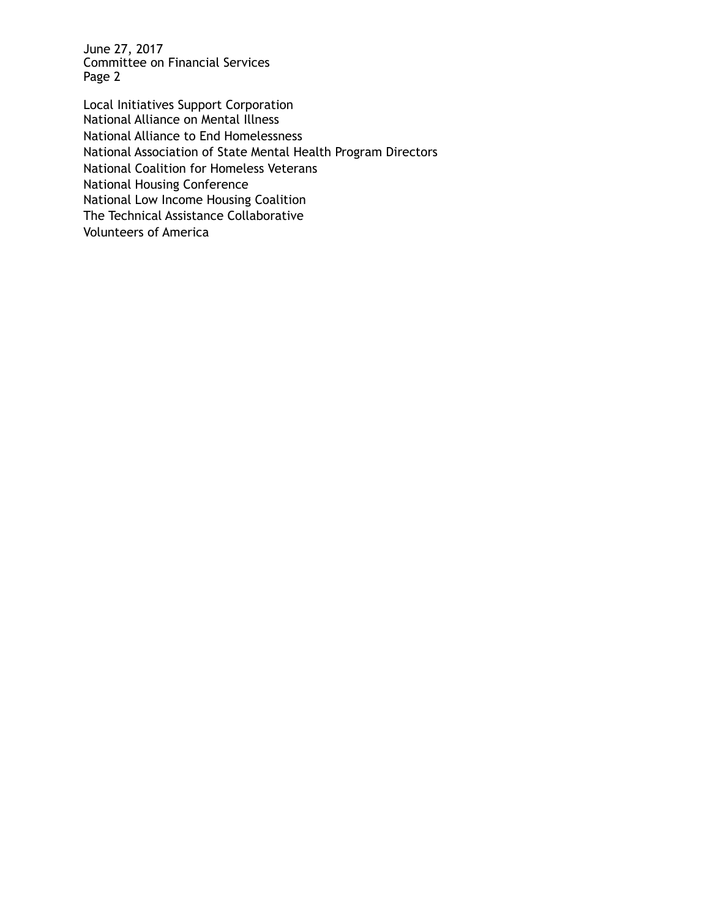Local Initiatives Support Corporation
National Alliance on Mental Illness
National Alliance to End Homelessness
National Association of State Mental Health Program Directors
National Coalition for Homeless Veterans
National Housing Conference
National Low Income Housing Coalition
The Technical Assistance Collaborative
Volunteers of America